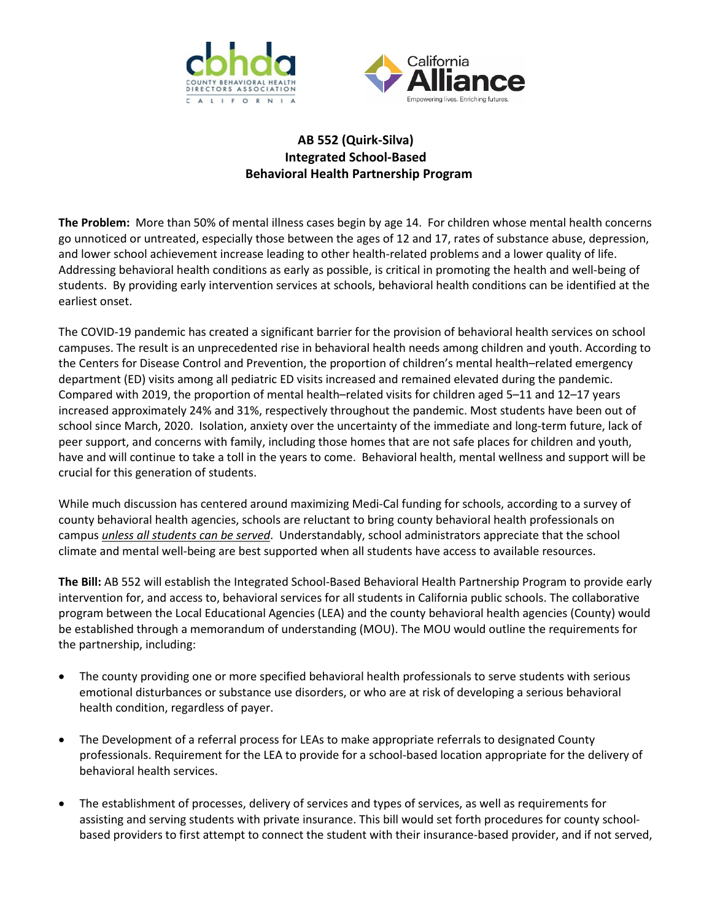# AB 552 (Quirk-Silva)
# Integrated School-Based Behavioral Health Partnership Program

**The Problem:** More than 50% of mental illness cases begin by age 14. For children whose mental health concerns go unnoticed or untreated, especially those between the ages of 12 and 17, rates of substance abuse, depression, and lower school achievement increase leading to other health-related problems and a lower quality of life. Addressing behavioral health conditions as early as possible, is critical in promoting the health and well-being of students. By providing early intervention services at schools, behavioral health conditions can be identified at the earliest onset.

The COVID-19 pandemic has created a significant barrier for the provision of behavioral health services on school campuses. The result is an unprecedented rise in behavioral health needs among children and youth. According to the Centers for Disease Control and Prevention, the proportion of children's mental health–related emergency department (ED) visits among all pediatric ED visits increased and remained elevated during the pandemic. Compared with 2019, the proportion of mental health–related visits for children aged 5–11 and 12–17 years increased approximately 24% and 31%, respectively throughout the pandemic. Most students have been out of school since March, 2020. Isolation, anxiety over the uncertainty of the immediate and long-term future, lack of peer support, and concerns with family, including those homes that are not safe places for children and youth, have and will continue to take a toll in the years to come. Behavioral health, mental wellness and support will be crucial for this generation of students.

While much discussion has centered around maximizing Medi-Cal funding for schools, according to a survey of county behavioral health agencies, schools are reluctant to bring county behavioral health professionals on campus ***unless all students can be served***. Understandably, school administrators appreciate that the school climate and mental well-being are best supported when all students have access to available resources.

**The Bill:** AB 552 will establish the Integrated School-Based Behavioral Health Partnership Program to provide early intervention for, and access to, behavioral services for all students in California public schools. The collaborative program between the Local Educational Agencies (LEA) and the county behavioral health agencies (County) would be established through a memorandum of understanding (MOU). The MOU would outline the requirements for the partnership, including:

- The county providing one or more specified behavioral health professionals to serve students with serious emotional disturbances or substance use disorders, or who are at risk of developing a serious behavioral health condition, regardless of payer.
- The Development of a referral process for LEAs to make appropriate referrals to designated County professionals. Requirement for the LEA to provide for a school-based location appropriate for the delivery of behavioral health services.
- The establishment of processes, delivery of services and types of services, as well as requirements for assisting and serving students with private insurance. This bill would set forth procedures for county school-based providers to first attempt to connect the student with their insurance-based provider, and if not served,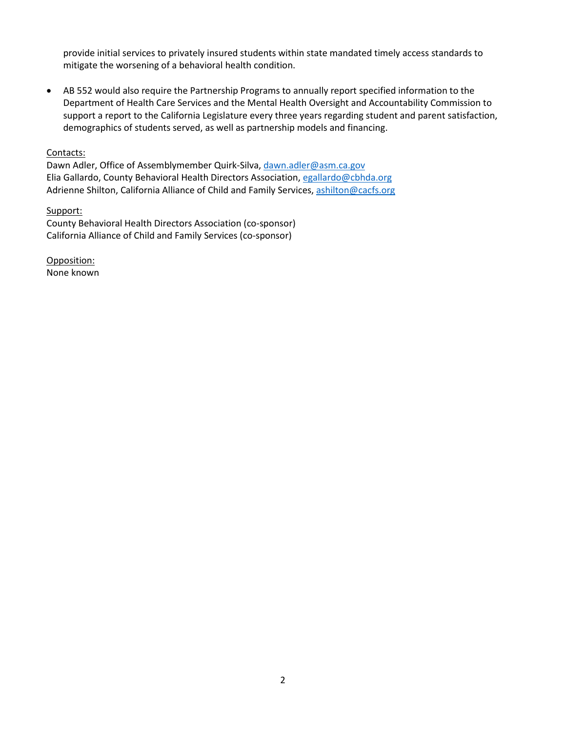provide initial services to privately insured students within state mandated timely access standards to mitigate the worsening of a behavioral health condition.

- AB 552 would also require the Partnership Programs to annually report specified information to the Department of Health Care Services and the Mental Health Oversight and Accountability Commission to support a report to the California Legislature every three years regarding student and parent satisfaction, demographics of students served, as well as partnership models and financing.

<u>Contacts:</u>
Dawn Adler, Office of Assemblymember Quirk-Silva, dawn.adler@asm.ca.gov
Elia Gallardo, County Behavioral Health Directors Association, egallardo@cbhda.org
Adrienne Shilton, California Alliance of Child and Family Services, ashilton@cacfs.org

<u>Support:</u>
County Behavioral Health Directors Association (co-sponsor)
California Alliance of Child and Family Services (co-sponsor)

<u>Opposition:</u>
None known